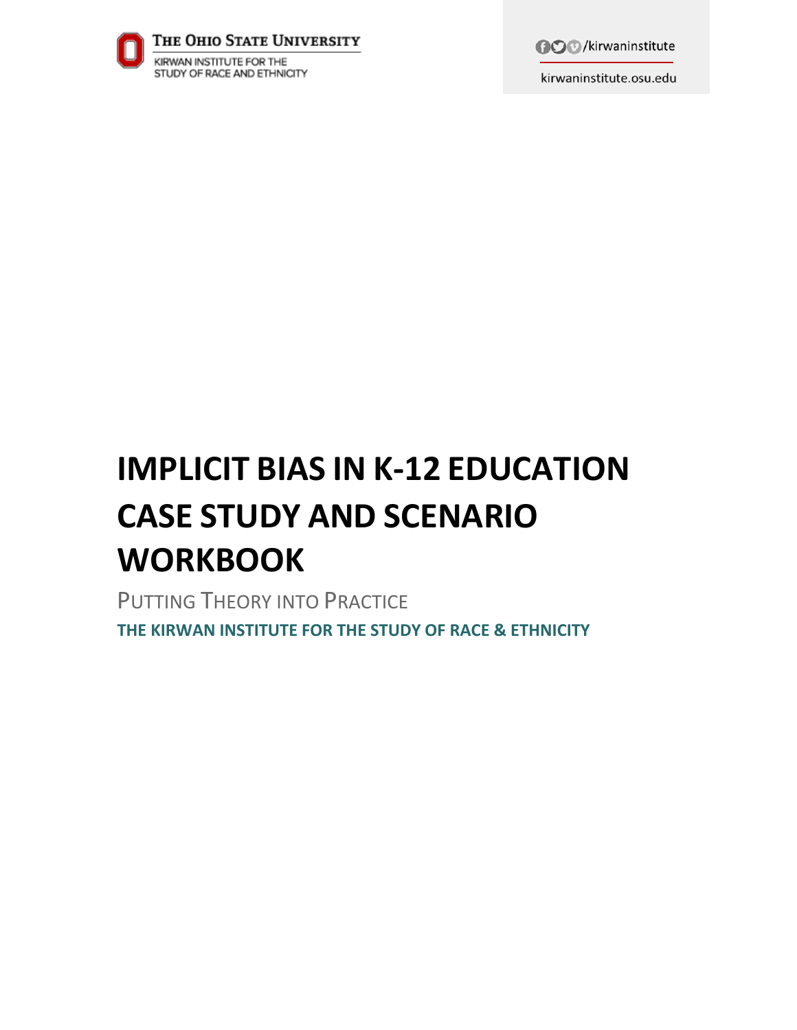THE OHIO STATE UNIVERSITY

KIRWAN INSTITUTE FOR THE STUDY OF RACE AND ETHNICITY

/kirwaninstitute

kirwaninstitute.osu.edu

# IMPLICIT BIAS IN K-12 EDUCATION CASE STUDY AND SCENARIO WORKBOOK

PUTTING THEORY INTO PRACTICE

**THE KIRWAN INSTITUTE FOR THE STUDY OF RACE & ETHNICITY**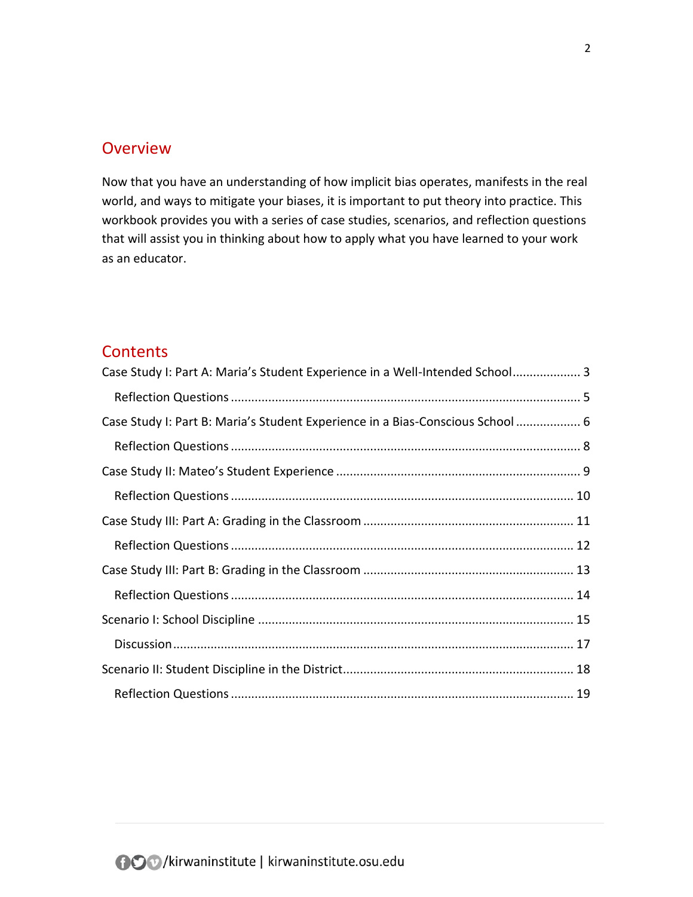## Overview

Now that you have an understanding of how implicit bias operates, manifests in the real world, and ways to mitigate your biases, it is important to put theory into practice. This workbook provides you with a series of case studies, scenarios, and reflection questions that will assist you in thinking about how to apply what you have learned to your work as an educator.

## Contents

- Case Study I: Part A: Maria's Student Experience in a Well-Intended School .................... 3
  - Reflection Questions .................... 5
- Case Study I: Part B: Maria's Student Experience in a Bias-Conscious School .................... 6
  - Reflection Questions .................... 8
- Case Study II: Mateo's Student Experience .................... 9
  - Reflection Questions .................... 10
- Case Study III: Part A: Grading in the Classroom .................... 11
  - Reflection Questions .................... 12
- Case Study III: Part B: Grading in the Classroom .................... 13
  - Reflection Questions .................... 14
- Scenario I: School Discipline .................... 15
  - Discussion .................... 17
- Scenario II: Student Discipline in the District .................... 18
  - Reflection Questions .................... 19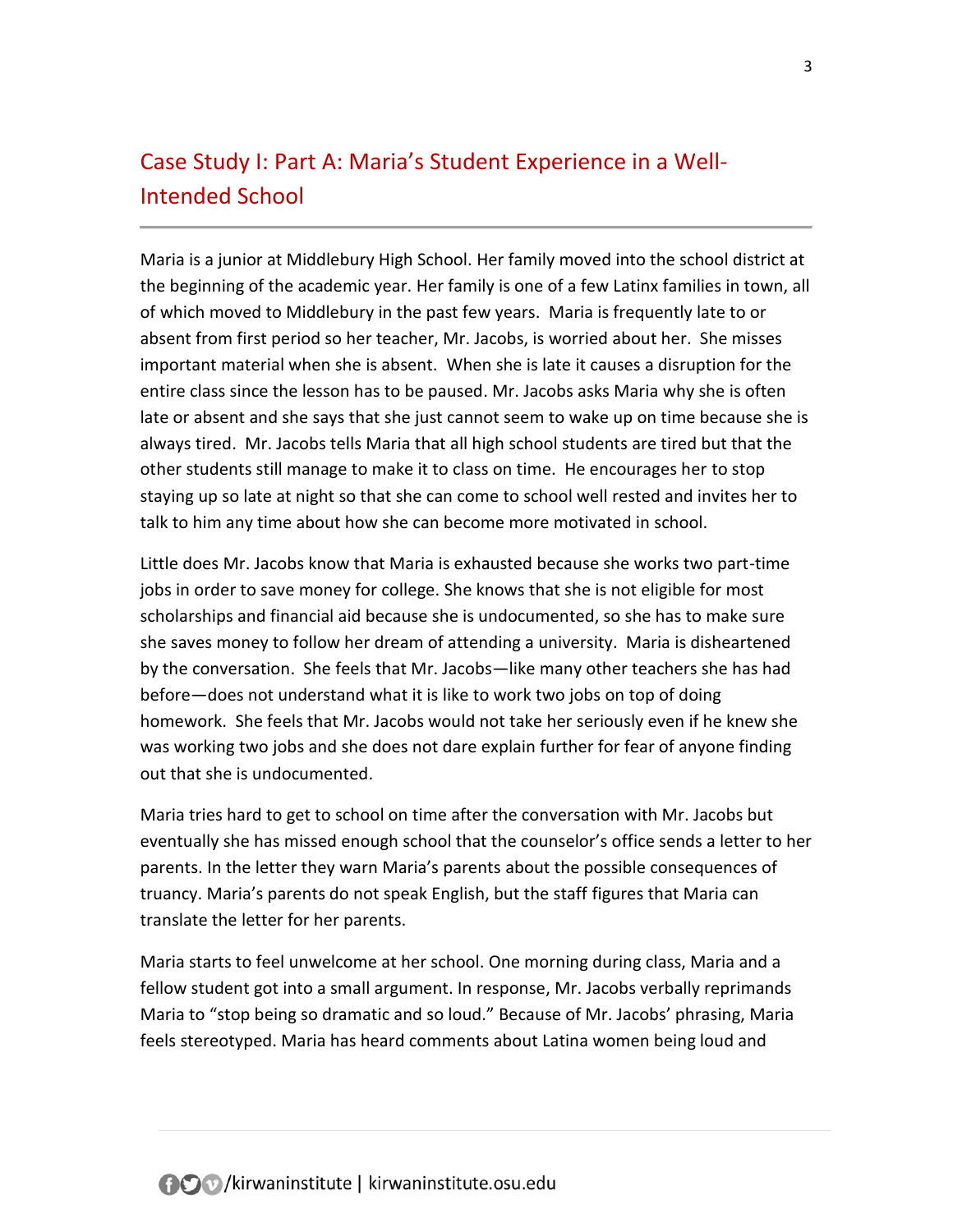## Case Study I: Part A: Maria's Student Experience in a Well-Intended School

Maria is a junior at Middlebury High School. Her family moved into the school district at the beginning of the academic year. Her family is one of a few Latinx families in town, all of which moved to Middlebury in the past few years. Maria is frequently late to or absent from first period so her teacher, Mr. Jacobs, is worried about her. She misses important material when she is absent. When she is late it causes a disruption for the entire class since the lesson has to be paused. Mr. Jacobs asks Maria why she is often late or absent and she says that she just cannot seem to wake up on time because she is always tired. Mr. Jacobs tells Maria that all high school students are tired but that the other students still manage to make it to class on time. He encourages her to stop staying up so late at night so that she can come to school well rested and invites her to talk to him any time about how she can become more motivated in school.

Little does Mr. Jacobs know that Maria is exhausted because she works two part-time jobs in order to save money for college. She knows that she is not eligible for most scholarships and financial aid because she is undocumented, so she has to make sure she saves money to follow her dream of attending a university. Maria is disheartened by the conversation. She feels that Mr. Jacobs—like many other teachers she has had before—does not understand what it is like to work two jobs on top of doing homework. She feels that Mr. Jacobs would not take her seriously even if he knew she was working two jobs and she does not dare explain further for fear of anyone finding out that she is undocumented.

Maria tries hard to get to school on time after the conversation with Mr. Jacobs but eventually she has missed enough school that the counselor's office sends a letter to her parents. In the letter they warn Maria's parents about the possible consequences of truancy. Maria's parents do not speak English, but the staff figures that Maria can translate the letter for her parents.

Maria starts to feel unwelcome at her school. One morning during class, Maria and a fellow student got into a small argument. In response, Mr. Jacobs verbally reprimands Maria to "stop being so dramatic and so loud." Because of Mr. Jacobs' phrasing, Maria feels stereotyped. Maria has heard comments about Latina women being loud and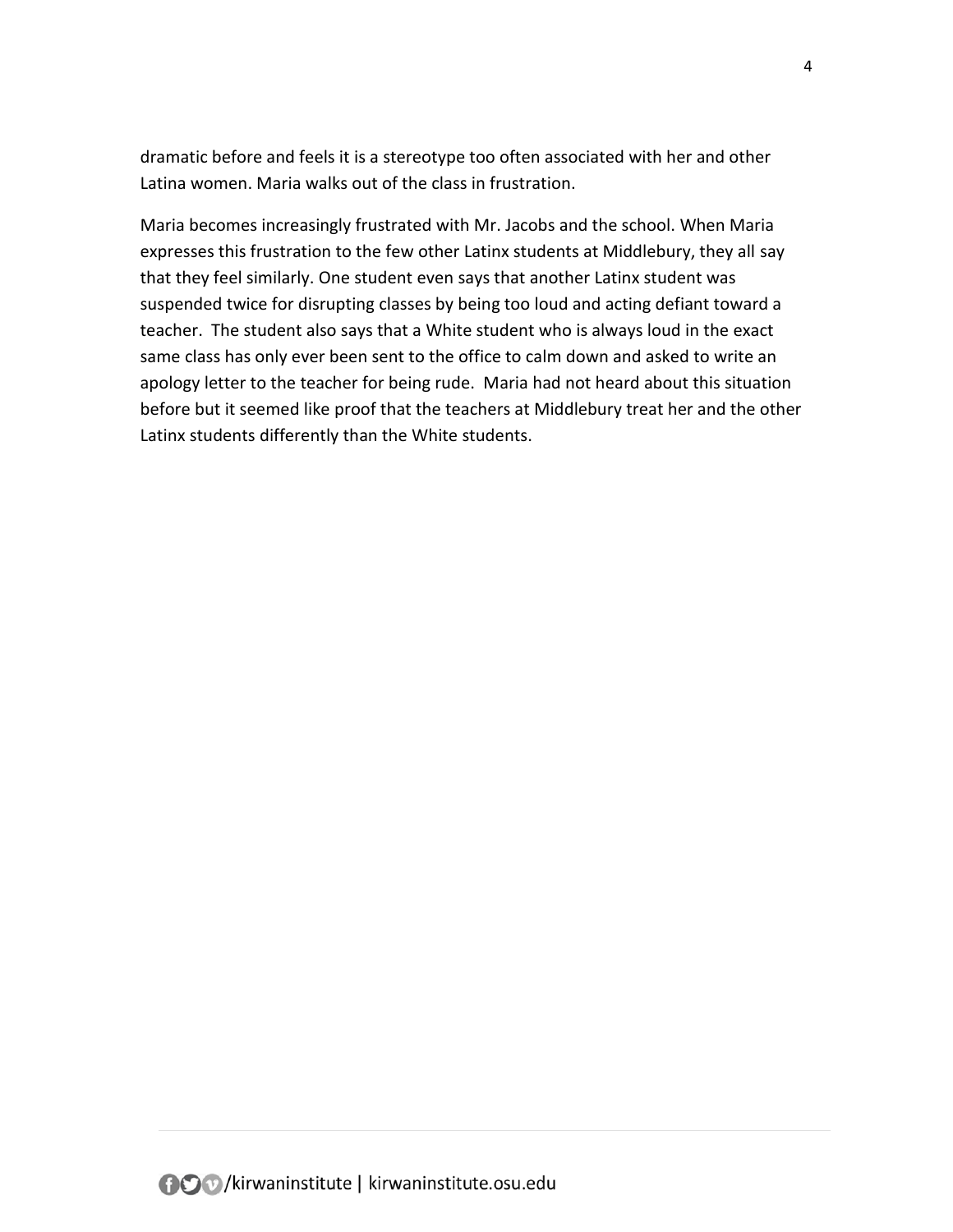dramatic before and feels it is a stereotype too often associated with her and other Latina women. Maria walks out of the class in frustration.

Maria becomes increasingly frustrated with Mr. Jacobs and the school. When Maria expresses this frustration to the few other Latinx students at Middlebury, they all say that they feel similarly. One student even says that another Latinx student was suspended twice for disrupting classes by being too loud and acting defiant toward a teacher. The student also says that a White student who is always loud in the exact same class has only ever been sent to the office to calm down and asked to write an apology letter to the teacher for being rude. Maria had not heard about this situation before but it seemed like proof that the teachers at Middlebury treat her and the other Latinx students differently than the White students.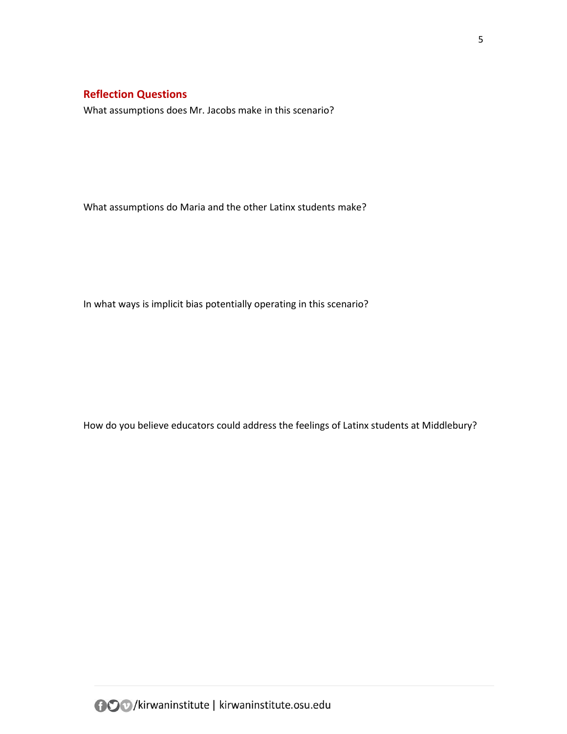## Reflection Questions

What assumptions does Mr. Jacobs make in this scenario?

What assumptions do Maria and the other Latinx students make?

In what ways is implicit bias potentially operating in this scenario?

How do you believe educators could address the feelings of Latinx students at Middlebury?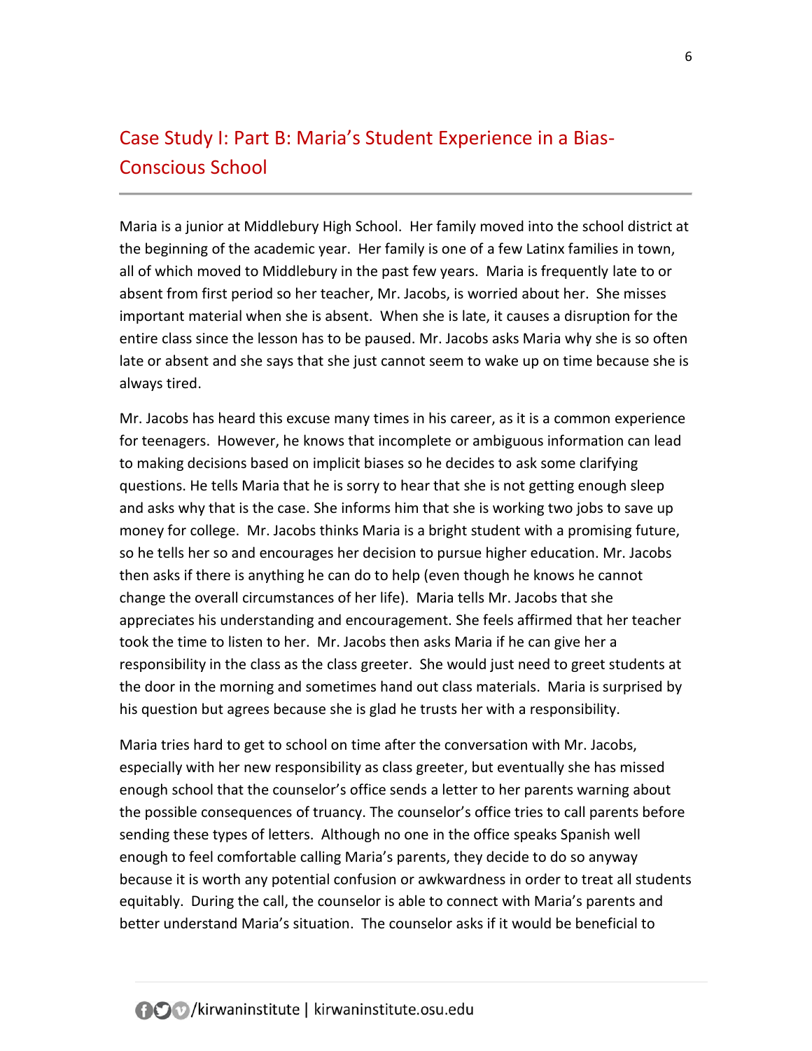## Case Study I: Part B: Maria's Student Experience in a Bias-Conscious School

Maria is a junior at Middlebury High School. Her family moved into the school district at the beginning of the academic year. Her family is one of a few Latinx families in town, all of which moved to Middlebury in the past few years. Maria is frequently late to or absent from first period so her teacher, Mr. Jacobs, is worried about her. She misses important material when she is absent. When she is late, it causes a disruption for the entire class since the lesson has to be paused. Mr. Jacobs asks Maria why she is so often late or absent and she says that she just cannot seem to wake up on time because she is always tired.

Mr. Jacobs has heard this excuse many times in his career, as it is a common experience for teenagers. However, he knows that incomplete or ambiguous information can lead to making decisions based on implicit biases so he decides to ask some clarifying questions. He tells Maria that he is sorry to hear that she is not getting enough sleep and asks why that is the case. She informs him that she is working two jobs to save up money for college. Mr. Jacobs thinks Maria is a bright student with a promising future, so he tells her so and encourages her decision to pursue higher education. Mr. Jacobs then asks if there is anything he can do to help (even though he knows he cannot change the overall circumstances of her life). Maria tells Mr. Jacobs that she appreciates his understanding and encouragement. She feels affirmed that her teacher took the time to listen to her. Mr. Jacobs then asks Maria if he can give her a responsibility in the class as the class greeter. She would just need to greet students at the door in the morning and sometimes hand out class materials. Maria is surprised by his question but agrees because she is glad he trusts her with a responsibility.

Maria tries hard to get to school on time after the conversation with Mr. Jacobs, especially with her new responsibility as class greeter, but eventually she has missed enough school that the counselor's office sends a letter to her parents warning about the possible consequences of truancy. The counselor's office tries to call parents before sending these types of letters. Although no one in the office speaks Spanish well enough to feel comfortable calling Maria's parents, they decide to do so anyway because it is worth any potential confusion or awkwardness in order to treat all students equitably. During the call, the counselor is able to connect with Maria's parents and better understand Maria's situation. The counselor asks if it would be beneficial to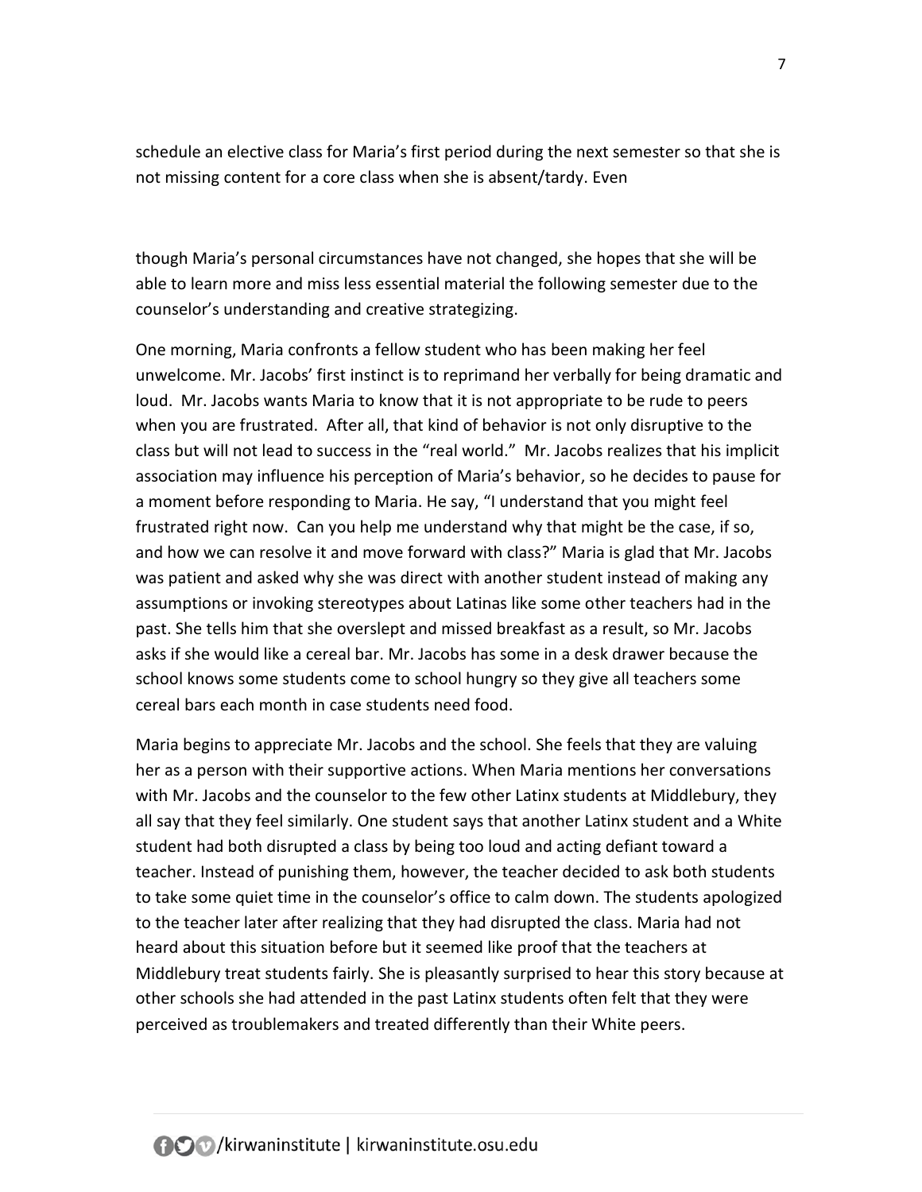schedule an elective class for Maria's first period during the next semester so that she is not missing content for a core class when she is absent/tardy. Even

though Maria's personal circumstances have not changed, she hopes that she will be able to learn more and miss less essential material the following semester due to the counselor's understanding and creative strategizing.

One morning, Maria confronts a fellow student who has been making her feel unwelcome. Mr. Jacobs' first instinct is to reprimand her verbally for being dramatic and loud. Mr. Jacobs wants Maria to know that it is not appropriate to be rude to peers when you are frustrated. After all, that kind of behavior is not only disruptive to the class but will not lead to success in the "real world." Mr. Jacobs realizes that his implicit association may influence his perception of Maria's behavior, so he decides to pause for a moment before responding to Maria. He say, "I understand that you might feel frustrated right now. Can you help me understand why that might be the case, if so, and how we can resolve it and move forward with class?" Maria is glad that Mr. Jacobs was patient and asked why she was direct with another student instead of making any assumptions or invoking stereotypes about Latinas like some other teachers had in the past. She tells him that she overslept and missed breakfast as a result, so Mr. Jacobs asks if she would like a cereal bar. Mr. Jacobs has some in a desk drawer because the school knows some students come to school hungry so they give all teachers some cereal bars each month in case students need food.

Maria begins to appreciate Mr. Jacobs and the school. She feels that they are valuing her as a person with their supportive actions. When Maria mentions her conversations with Mr. Jacobs and the counselor to the few other Latinx students at Middlebury, they all say that they feel similarly. One student says that another Latinx student and a White student had both disrupted a class by being too loud and acting defiant toward a teacher. Instead of punishing them, however, the teacher decided to ask both students to take some quiet time in the counselor's office to calm down. The students apologized to the teacher later after realizing that they had disrupted the class. Maria had not heard about this situation before but it seemed like proof that the teachers at Middlebury treat students fairly. She is pleasantly surprised to hear this story because at other schools she had attended in the past Latinx students often felt that they were perceived as troublemakers and treated differently than their White peers.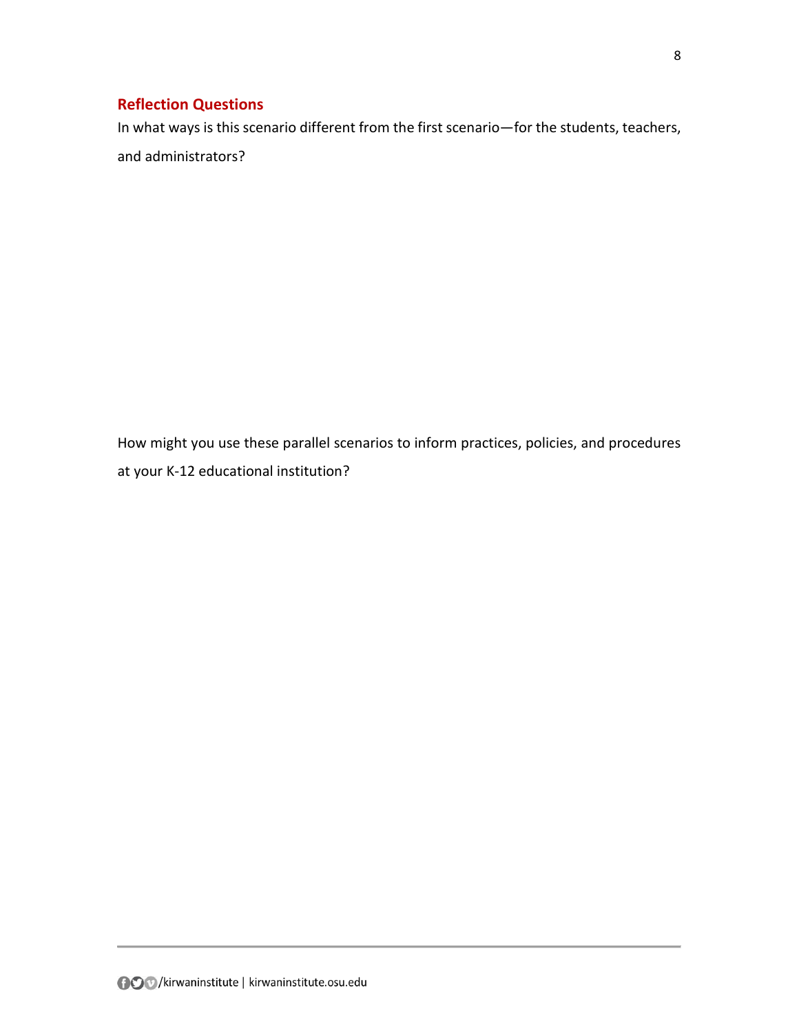### Reflection Questions

In what ways is this scenario different from the first scenario—for the students, teachers, and administrators?

How might you use these parallel scenarios to inform practices, policies, and procedures at your K-12 educational institution?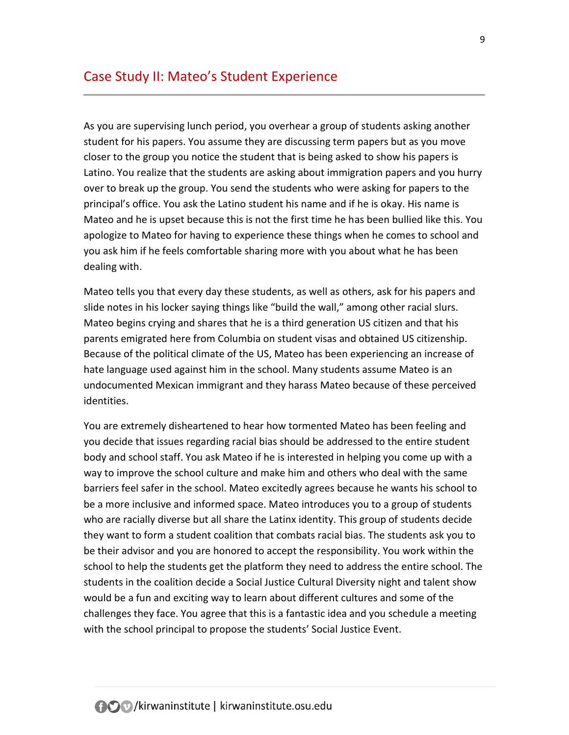## Case Study II: Mateo's Student Experience

As you are supervising lunch period, you overhear a group of students asking another student for his papers. You assume they are discussing term papers but as you move closer to the group you notice the student that is being asked to show his papers is Latino. You realize that the students are asking about immigration papers and you hurry over to break up the group. You send the students who were asking for papers to the principal's office. You ask the Latino student his name and if he is okay. His name is Mateo and he is upset because this is not the first time he has been bullied like this. You apologize to Mateo for having to experience these things when he comes to school and you ask him if he feels comfortable sharing more with you about what he has been dealing with.

Mateo tells you that every day these students, as well as others, ask for his papers and slide notes in his locker saying things like "build the wall," among other racial slurs. Mateo begins crying and shares that he is a third generation US citizen and that his parents emigrated here from Columbia on student visas and obtained US citizenship. Because of the political climate of the US, Mateo has been experiencing an increase of hate language used against him in the school. Many students assume Mateo is an undocumented Mexican immigrant and they harass Mateo because of these perceived identities.

You are extremely disheartened to hear how tormented Mateo has been feeling and you decide that issues regarding racial bias should be addressed to the entire student body and school staff. You ask Mateo if he is interested in helping you come up with a way to improve the school culture and make him and others who deal with the same barriers feel safer in the school. Mateo excitedly agrees because he wants his school to be a more inclusive and informed space. Mateo introduces you to a group of students who are racially diverse but all share the Latinx identity. This group of students decide they want to form a student coalition that combats racial bias. The students ask you to be their advisor and you are honored to accept the responsibility. You work within the school to help the students get the platform they need to address the entire school. The students in the coalition decide a Social Justice Cultural Diversity night and talent show would be a fun and exciting way to learn about different cultures and some of the challenges they face. You agree that this is a fantastic idea and you schedule a meeting with the school principal to propose the students' Social Justice Event.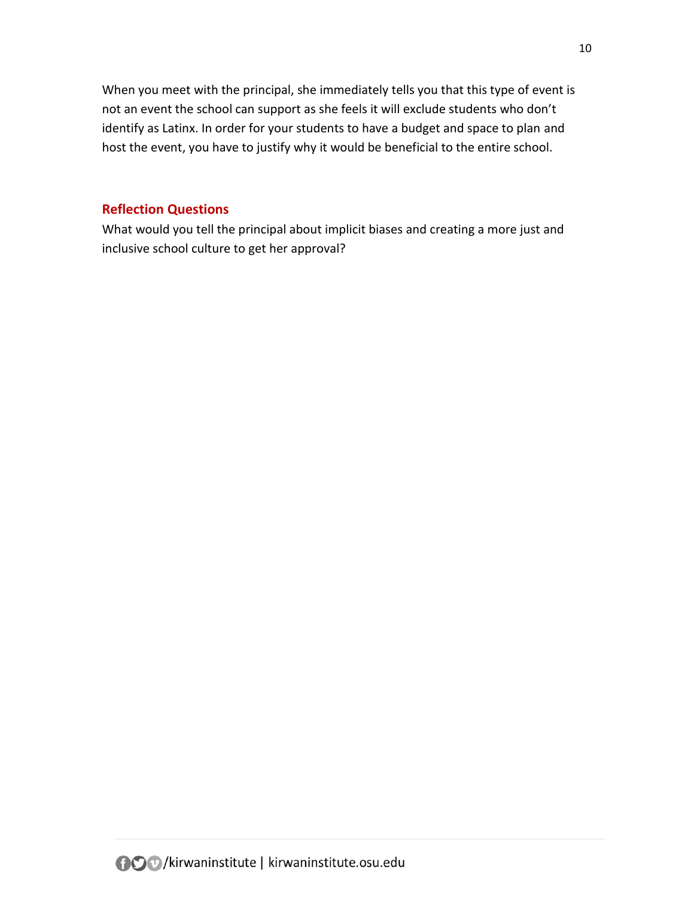When you meet with the principal, she immediately tells you that this type of event is not an event the school can support as she feels it will exclude students who don't identify as Latinx. In order for your students to have a budget and space to plan and host the event, you have to justify why it would be beneficial to the entire school.

### Reflection Questions

What would you tell the principal about implicit biases and creating a more just and inclusive school culture to get her approval?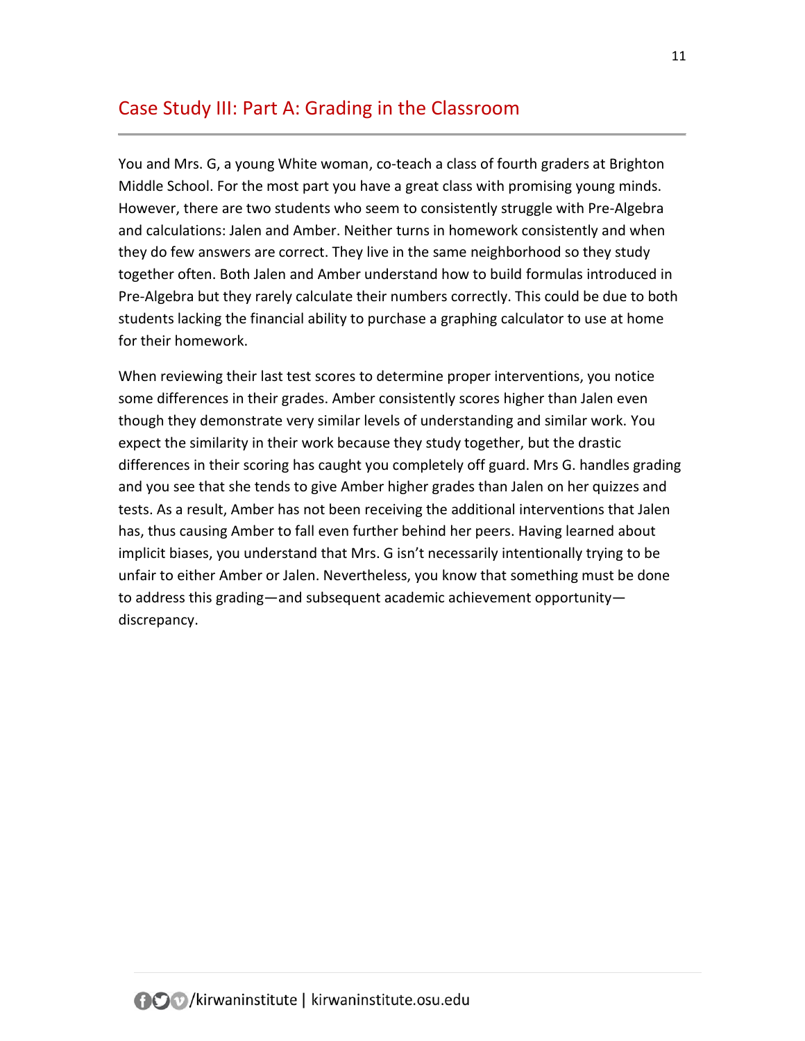## Case Study III: Part A: Grading in the Classroom

You and Mrs. G, a young White woman, co-teach a class of fourth graders at Brighton Middle School. For the most part you have a great class with promising young minds. However, there are two students who seem to consistently struggle with Pre-Algebra and calculations: Jalen and Amber. Neither turns in homework consistently and when they do few answers are correct. They live in the same neighborhood so they study together often. Both Jalen and Amber understand how to build formulas introduced in Pre-Algebra but they rarely calculate their numbers correctly. This could be due to both students lacking the financial ability to purchase a graphing calculator to use at home for their homework.

When reviewing their last test scores to determine proper interventions, you notice some differences in their grades. Amber consistently scores higher than Jalen even though they demonstrate very similar levels of understanding and similar work. You expect the similarity in their work because they study together, but the drastic differences in their scoring has caught you completely off guard. Mrs G. handles grading and you see that she tends to give Amber higher grades than Jalen on her quizzes and tests. As a result, Amber has not been receiving the additional interventions that Jalen has, thus causing Amber to fall even further behind her peers. Having learned about implicit biases, you understand that Mrs. G isn't necessarily intentionally trying to be unfair to either Amber or Jalen. Nevertheless, you know that something must be done to address this grading—and subsequent academic achievement opportunity—discrepancy.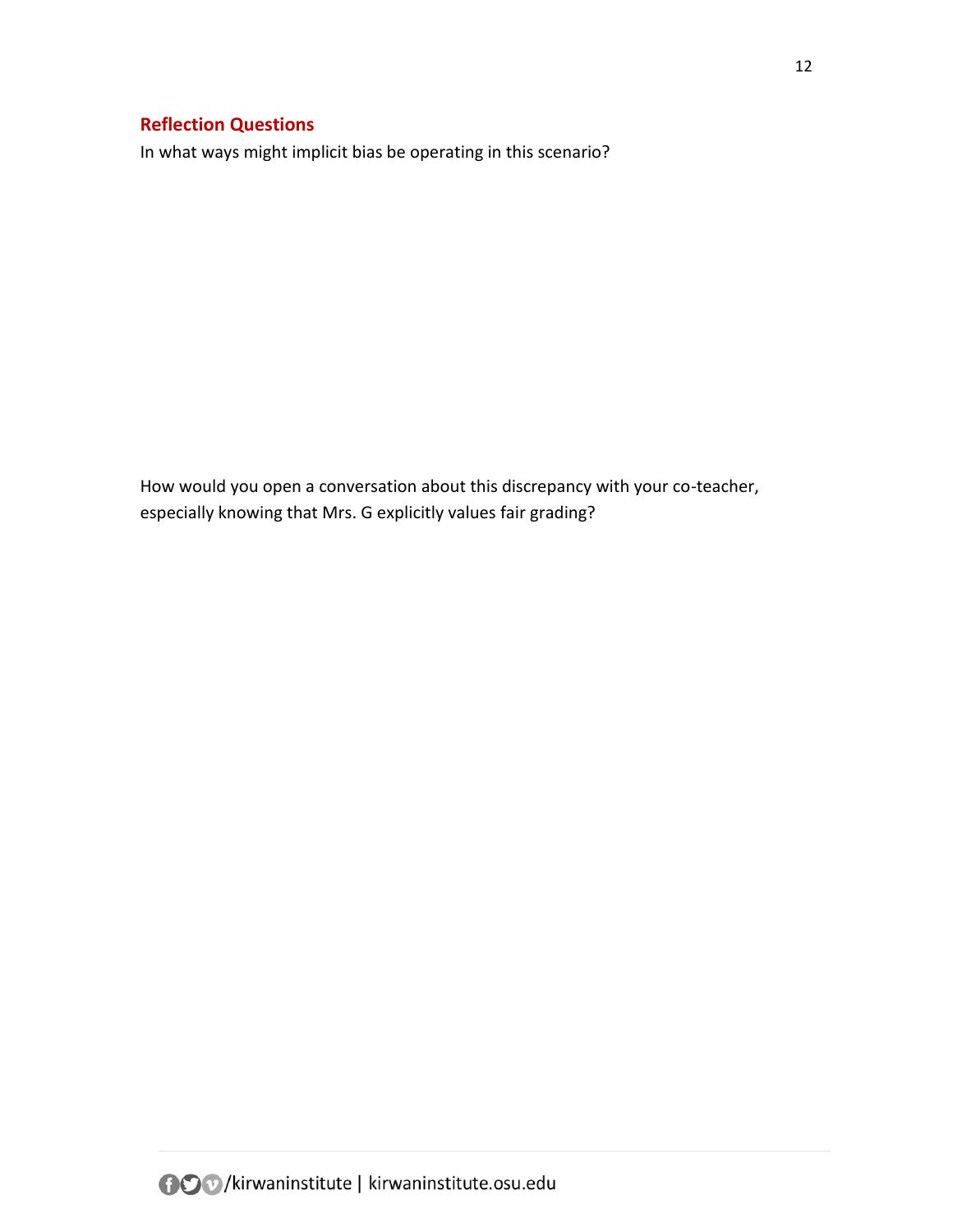## Reflection Questions

In what ways might implicit bias be operating in this scenario?

How would you open a conversation about this discrepancy with your co-teacher, especially knowing that Mrs. G explicitly values fair grading?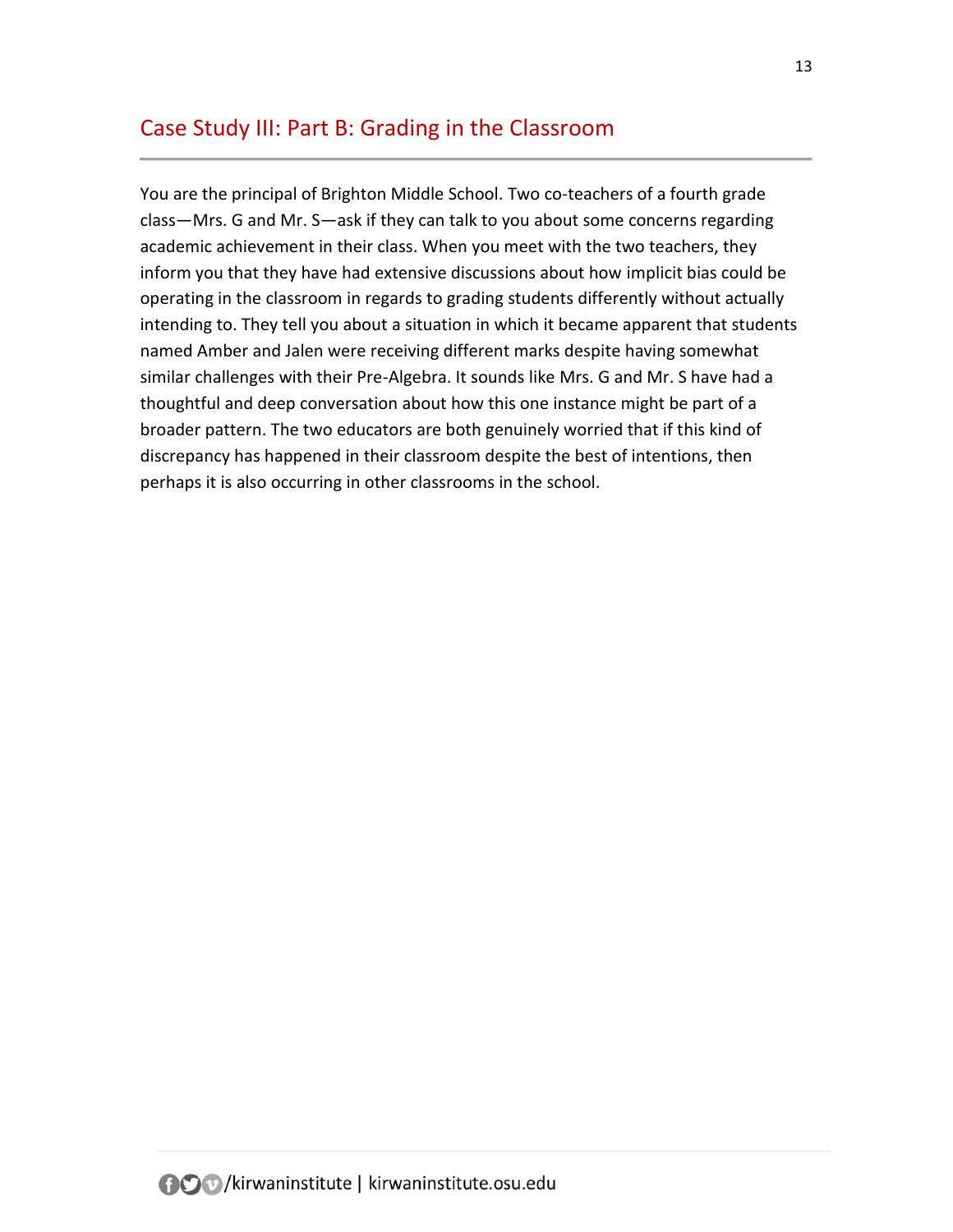## Case Study III: Part B: Grading in the Classroom

You are the principal of Brighton Middle School. Two co-teachers of a fourth grade class—Mrs. G and Mr. S—ask if they can talk to you about some concerns regarding academic achievement in their class. When you meet with the two teachers, they inform you that they have had extensive discussions about how implicit bias could be operating in the classroom in regards to grading students differently without actually intending to. They tell you about a situation in which it became apparent that students named Amber and Jalen were receiving different marks despite having somewhat similar challenges with their Pre-Algebra. It sounds like Mrs. G and Mr. S have had a thoughtful and deep conversation about how this one instance might be part of a broader pattern. The two educators are both genuinely worried that if this kind of discrepancy has happened in their classroom despite the best of intentions, then perhaps it is also occurring in other classrooms in the school.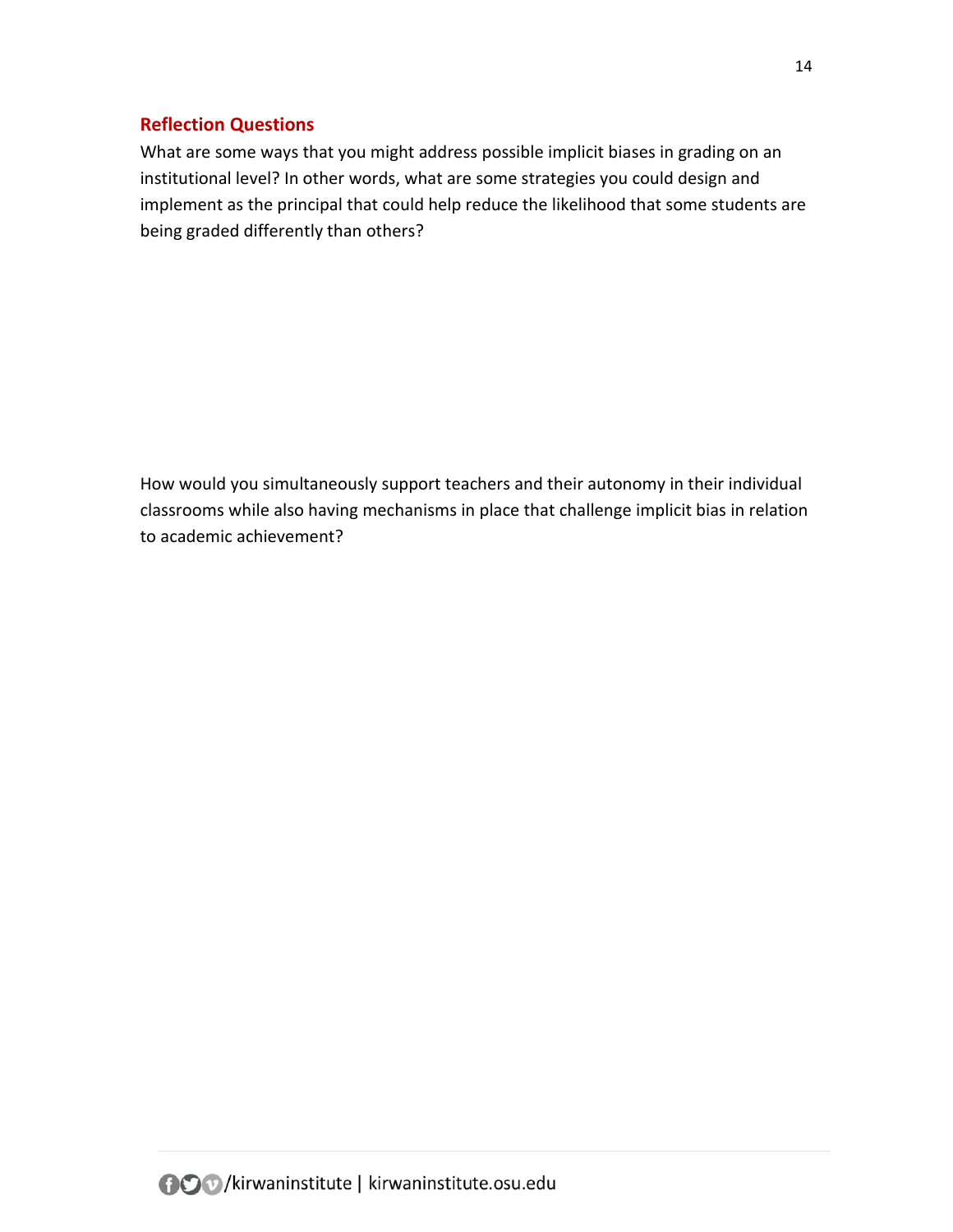## Reflection Questions

What are some ways that you might address possible implicit biases in grading on an institutional level? In other words, what are some strategies you could design and implement as the principal that could help reduce the likelihood that some students are being graded differently than others?

How would you simultaneously support teachers and their autonomy in their individual classrooms while also having mechanisms in place that challenge implicit bias in relation to academic achievement?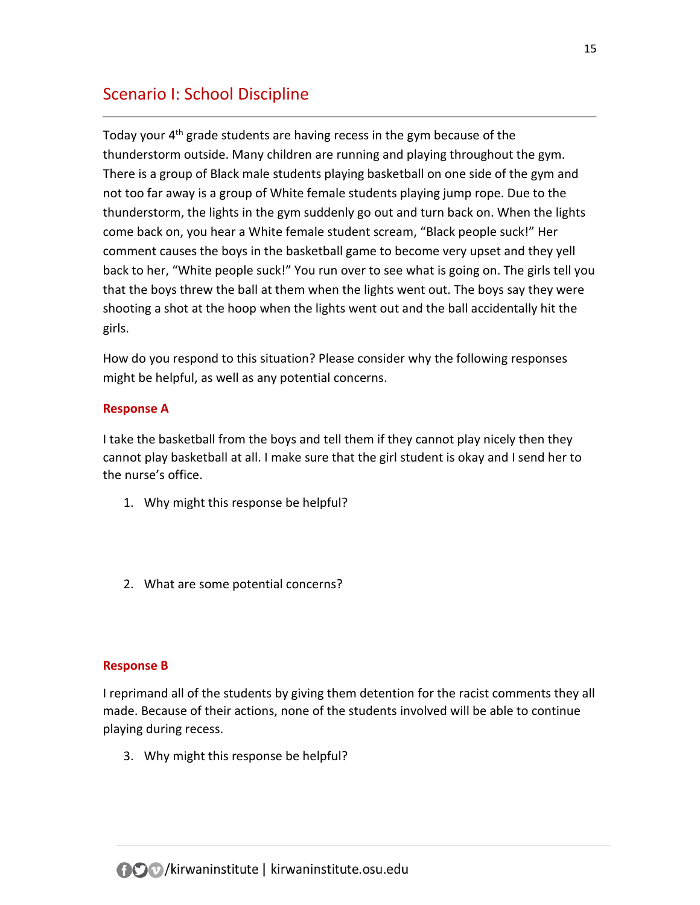## Scenario I: School Discipline

Today your 4th grade students are having recess in the gym because of the thunderstorm outside. Many children are running and playing throughout the gym. There is a group of Black male students playing basketball on one side of the gym and not too far away is a group of White female students playing jump rope. Due to the thunderstorm, the lights in the gym suddenly go out and turn back on. When the lights come back on, you hear a White female student scream, "Black people suck!" Her comment causes the boys in the basketball game to become very upset and they yell back to her, "White people suck!" You run over to see what is going on. The girls tell you that the boys threw the ball at them when the lights went out. The boys say they were shooting a shot at the hoop when the lights went out and the ball accidentally hit the girls.

How do you respond to this situation? Please consider why the following responses might be helpful, as well as any potential concerns.

**Response A**

I take the basketball from the boys and tell them if they cannot play nicely then they cannot play basketball at all. I make sure that the girl student is okay and I send her to the nurse's office.

1. Why might this response be helpful?

2. What are some potential concerns?

**Response B**

I reprimand all of the students by giving them detention for the racist comments they all made. Because of their actions, none of the students involved will be able to continue playing during recess.

3. Why might this response be helpful?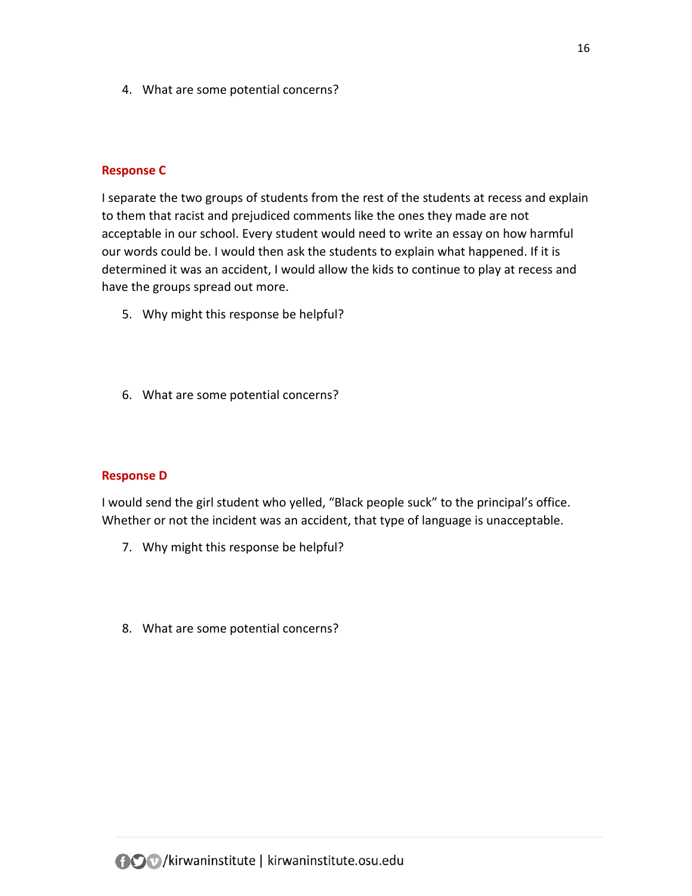4. What are some potential concerns?

**Response C**

I separate the two groups of students from the rest of the students at recess and explain to them that racist and prejudiced comments like the ones they made are not acceptable in our school. Every student would need to write an essay on how harmful our words could be. I would then ask the students to explain what happened. If it is determined it was an accident, I would allow the kids to continue to play at recess and have the groups spread out more.

5. Why might this response be helpful?

6. What are some potential concerns?

**Response D**

I would send the girl student who yelled, "Black people suck" to the principal's office. Whether or not the incident was an accident, that type of language is unacceptable.

7. Why might this response be helpful?

8. What are some potential concerns?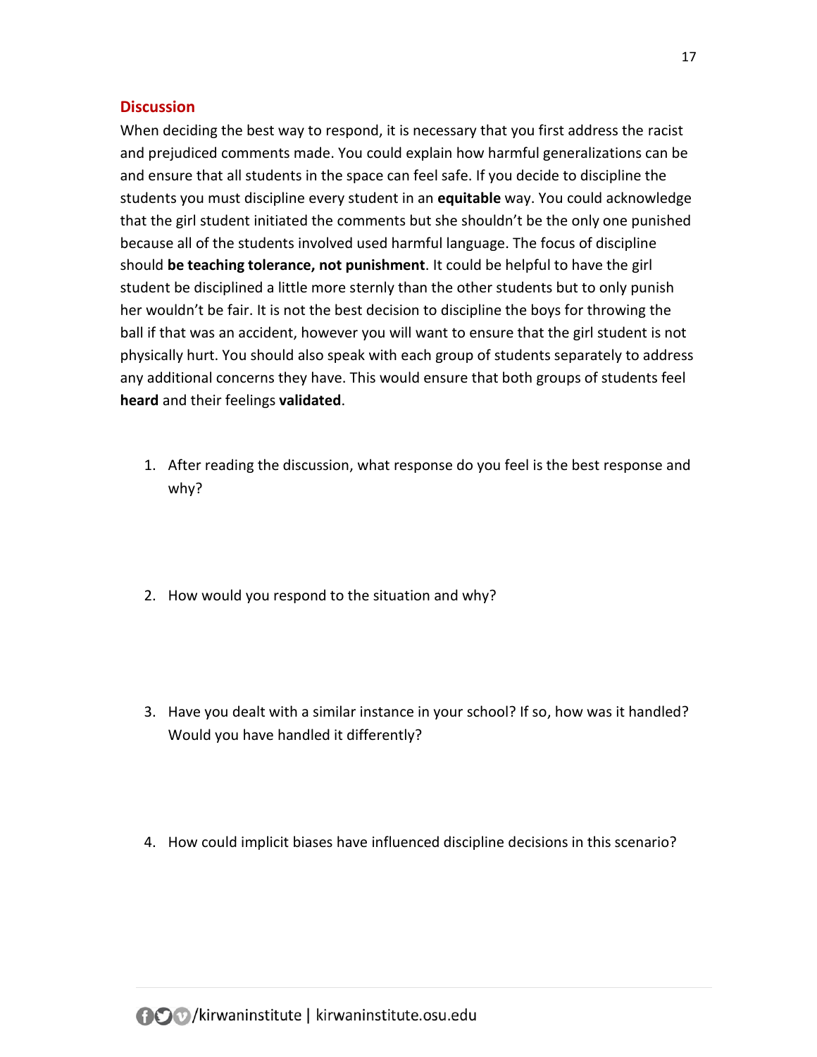## Discussion

When deciding the best way to respond, it is necessary that you first address the racist and prejudiced comments made. You could explain how harmful generalizations can be and ensure that all students in the space can feel safe. If you decide to discipline the students you must discipline every student in an **equitable** way. You could acknowledge that the girl student initiated the comments but she shouldn't be the only one punished because all of the students involved used harmful language. The focus of discipline should **be teaching tolerance, not punishment**. It could be helpful to have the girl student be disciplined a little more sternly than the other students but to only punish her wouldn't be fair. It is not the best decision to discipline the boys for throwing the ball if that was an accident, however you will want to ensure that the girl student is not physically hurt. You should also speak with each group of students separately to address any additional concerns they have. This would ensure that both groups of students feel **heard** and their feelings **validated**.

1. After reading the discussion, what response do you feel is the best response and why?

2. How would you respond to the situation and why?

3. Have you dealt with a similar instance in your school? If so, how was it handled? Would you have handled it differently?

4. How could implicit biases have influenced discipline decisions in this scenario?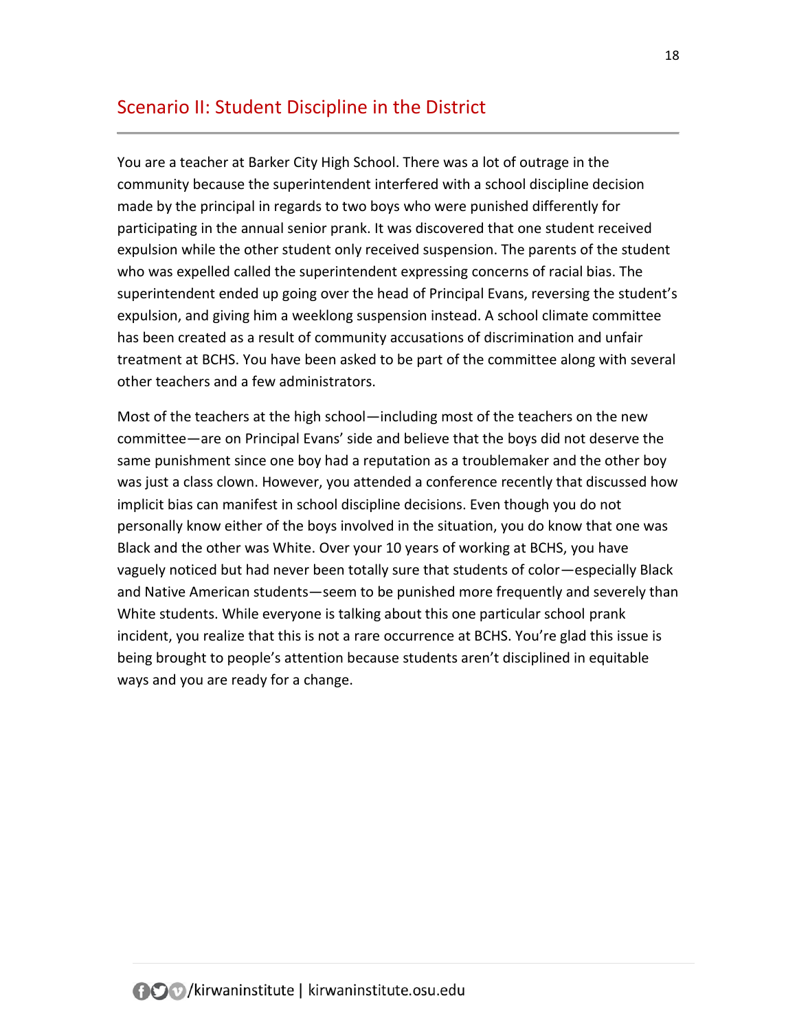## Scenario II: Student Discipline in the District

You are a teacher at Barker City High School. There was a lot of outrage in the community because the superintendent interfered with a school discipline decision made by the principal in regards to two boys who were punished differently for participating in the annual senior prank. It was discovered that one student received expulsion while the other student only received suspension. The parents of the student who was expelled called the superintendent expressing concerns of racial bias. The superintendent ended up going over the head of Principal Evans, reversing the student's expulsion, and giving him a weeklong suspension instead. A school climate committee has been created as a result of community accusations of discrimination and unfair treatment at BCHS. You have been asked to be part of the committee along with several other teachers and a few administrators.

Most of the teachers at the high school—including most of the teachers on the new committee—are on Principal Evans' side and believe that the boys did not deserve the same punishment since one boy had a reputation as a troublemaker and the other boy was just a class clown. However, you attended a conference recently that discussed how implicit bias can manifest in school discipline decisions. Even though you do not personally know either of the boys involved in the situation, you do know that one was Black and the other was White. Over your 10 years of working at BCHS, you have vaguely noticed but had never been totally sure that students of color—especially Black and Native American students—seem to be punished more frequently and severely than White students. While everyone is talking about this one particular school prank incident, you realize that this is not a rare occurrence at BCHS. You're glad this issue is being brought to people's attention because students aren't disciplined in equitable ways and you are ready for a change.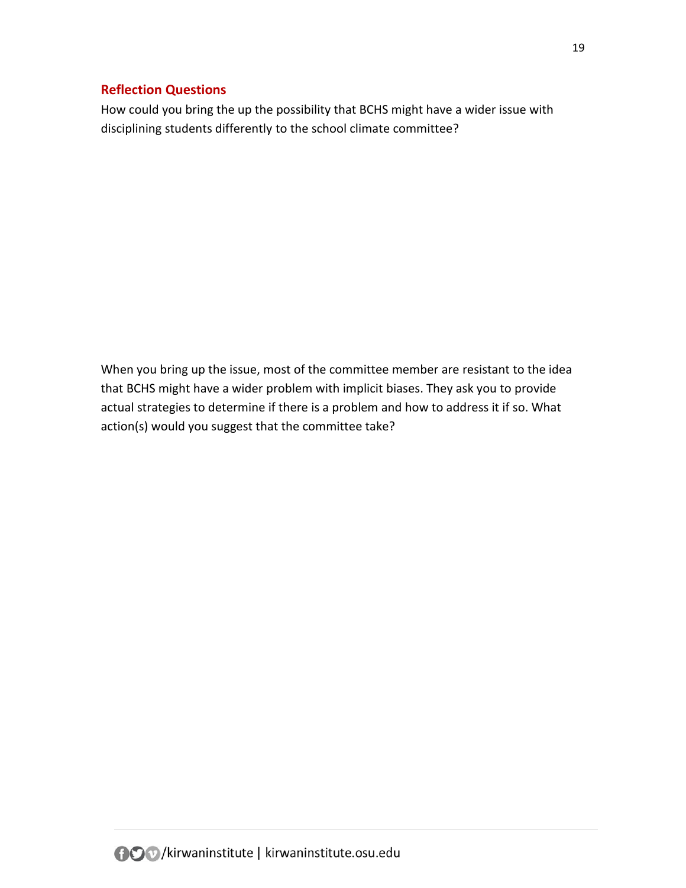### Reflection Questions

How could you bring the up the possibility that BCHS might have a wider issue with disciplining students differently to the school climate committee?

When you bring up the issue, most of the committee member are resistant to the idea that BCHS might have a wider problem with implicit biases. They ask you to provide actual strategies to determine if there is a problem and how to address it if so. What action(s) would you suggest that the committee take?